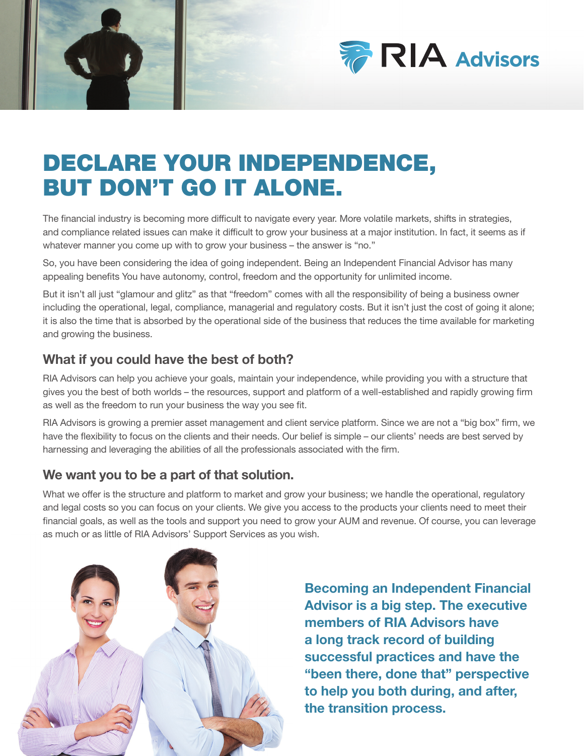RIA Advisors

# DECLARE YOUR INDEPENDENCE, BUT DON'T GO IT ALONE.

The financial industry is becoming more difficult to navigate every year. More volatile markets, shifts in strategies, and compliance related issues can make it difficult to grow your business at a major institution. In fact, it seems as if whatever manner you come up with to grow your business – the answer is "no."

So, you have been considering the idea of going independent. Being an Independent Financial Advisor has many appealing benefits You have autonomy, control, freedom and the opportunity for unlimited income.

But it isn't all just "glamour and glitz" as that "freedom" comes with all the responsibility of being a business owner including the operational, legal, compliance, managerial and regulatory costs. But it isn't just the cost of going it alone; it is also the time that is absorbed by the operational side of the business that reduces the time available for marketing and growing the business.

## What if you could have the best of both?

RIA Advisors can help you achieve your goals, maintain your independence, while providing you with a structure that gives you the best of both worlds – the resources, support and platform of a well-established and rapidly growing firm as well as the freedom to run your business the way you see fit.

RIA Advisors is growing a premier asset management and client service platform. Since we are not a "big box" firm, we have the flexibility to focus on the clients and their needs. Our belief is simple – our clients' needs are best served by harnessing and leveraging the abilities of all the professionals associated with the firm.

## We want you to be a part of that solution.

What we offer is the structure and platform to market and grow your business; we handle the operational, regulatory and legal costs so you can focus on your clients. We give you access to the products your clients need to meet their financial goals, as well as the tools and support you need to grow your AUM and revenue. Of course, you can leverage as much or as little of RIA Advisors' Support Services as you wish.

**Becoming an Independent Financial Advisor is a big step. The executive members of RIA Advisors have a long track record of building successful practices and have the "been there, done that" perspective to help you both during, and after, the transition process.**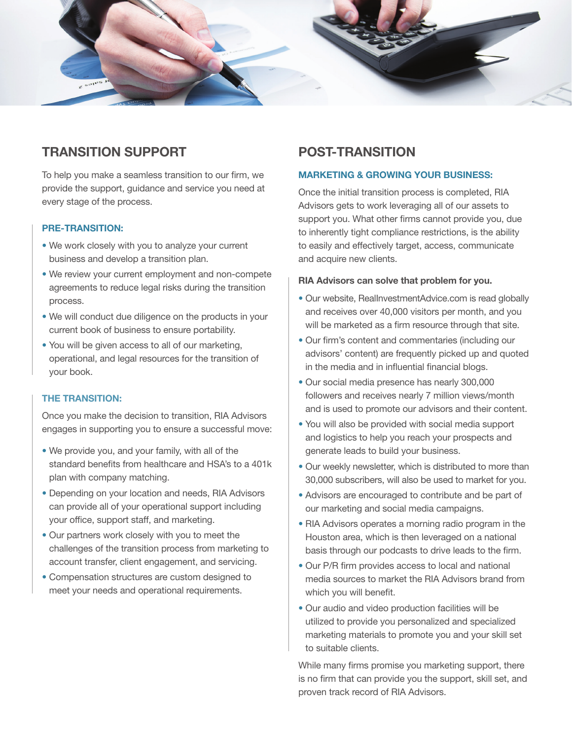## TRANSITION SUPPORT

To help you make a seamless transition to our firm, we provide the support, guidance and service you need at every stage of the process.

### PRE-TRANSITION:

- We work closely with you to analyze your current business and develop a transition plan.
- We review your current employment and non-compete agreements to reduce legal risks during the transition process.
- We will conduct due diligence on the products in your current book of business to ensure portability.
- You will be given access to all of our marketing, operational, and legal resources for the transition of your book.

### THE TRANSITION:

Once you make the decision to transition, RIA Advisors engages in supporting you to ensure a successful move:

- We provide you, and your family, with all of the standard benefits from healthcare and HSA's to a 401k plan with company matching.
- Depending on your location and needs, RIA Advisors can provide all of your operational support including your office, support staff, and marketing.
- Our partners work closely with you to meet the challenges of the transition process from marketing to account transfer, client engagement, and servicing.
- Compensation structures are custom designed to meet your needs and operational requirements.

## POST-TRANSITION

### MARKETING & GROWING YOUR BUSINESS:

Once the initial transition process is completed, RIA Advisors gets to work leveraging all of our assets to support you. What other firms cannot provide you, due to inherently tight compliance restrictions, is the ability to easily and effectively target, access, communicate and acquire new clients.

**RIA Advisors can solve that problem for you.**

- Our website, RealInvestmentAdvice.com is read globally and receives over 40,000 visitors per month, and you will be marketed as a firm resource through that site.
- Our firm's content and commentaries (including our advisors' content) are frequently picked up and quoted in the media and in influential financial blogs.
- Our social media presence has nearly 300,000 followers and receives nearly 7 million views/month and is used to promote our advisors and their content.
- You will also be provided with social media support and logistics to help you reach your prospects and generate leads to build your business.
- Our weekly newsletter, which is distributed to more than 30,000 subscribers, will also be used to market for you.
- Advisors are encouraged to contribute and be part of our marketing and social media campaigns.
- RIA Advisors operates a morning radio program in the Houston area, which is then leveraged on a national basis through our podcasts to drive leads to the firm.
- Our P/R firm provides access to local and national media sources to market the RIA Advisors brand from which you will benefit.
- Our audio and video production facilities will be utilized to provide you personalized and specialized marketing materials to promote you and your skill set to suitable clients.

While many firms promise you marketing support, there is no firm that can provide you the support, skill set, and proven track record of RIA Advisors.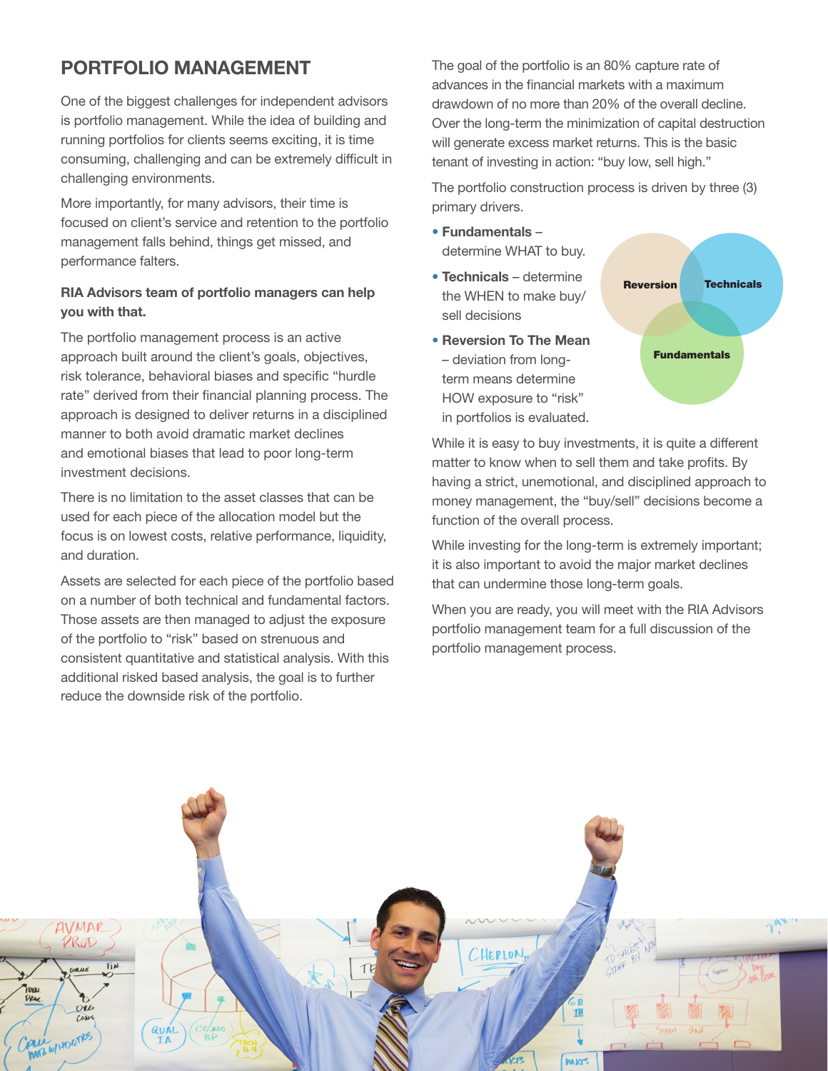## PORTFOLIO MANAGEMENT

One of the biggest challenges for independent advisors is portfolio management. While the idea of building and running portfolios for clients seems exciting, it is time consuming, challenging and can be extremely difficult in challenging environments.

More importantly, for many advisors, their time is focused on client's service and retention to the portfolio management falls behind, things get missed, and performance falters.

**RIA Advisors team of portfolio managers can help you with that.**

The portfolio management process is an active approach built around the client's goals, objectives, risk tolerance, behavioral biases and specific "hurdle rate" derived from their financial planning process. The approach is designed to deliver returns in a disciplined manner to both avoid dramatic market declines and emotional biases that lead to poor long-term investment decisions.

There is no limitation to the asset classes that can be used for each piece of the allocation model but the focus is on lowest costs, relative performance, liquidity, and duration.

Assets are selected for each piece of the portfolio based on a number of both technical and fundamental factors. Those assets are then managed to adjust the exposure of the portfolio to "risk" based on strenuous and consistent quantitative and statistical analysis. With this additional risked based analysis, the goal is to further reduce the downside risk of the portfolio.

The goal of the portfolio is an 80% capture rate of advances in the financial markets with a maximum drawdown of no more than 20% of the overall decline. Over the long-term the minimization of capital destruction will generate excess market returns. This is the basic tenant of investing in action: "buy low, sell high."

The portfolio construction process is driven by three (3) primary drivers.

- **Fundamentals** – determine WHAT to buy.
- **Technicals** – determine the WHEN to make buy/sell decisions
- **Reversion To The Mean** – deviation from long-term means determine HOW exposure to "risk" in portfolios is evaluated.

While it is easy to buy investments, it is quite a different matter to know when to sell them and take profits. By having a strict, unemotional, and disciplined approach to money management, the "buy/sell" decisions become a function of the overall process.

While investing for the long-term is extremely important; it is also important to avoid the major market declines that can undermine those long-term goals.

When you are ready, you will meet with the RIA Advisors portfolio management team for a full discussion of the portfolio management process.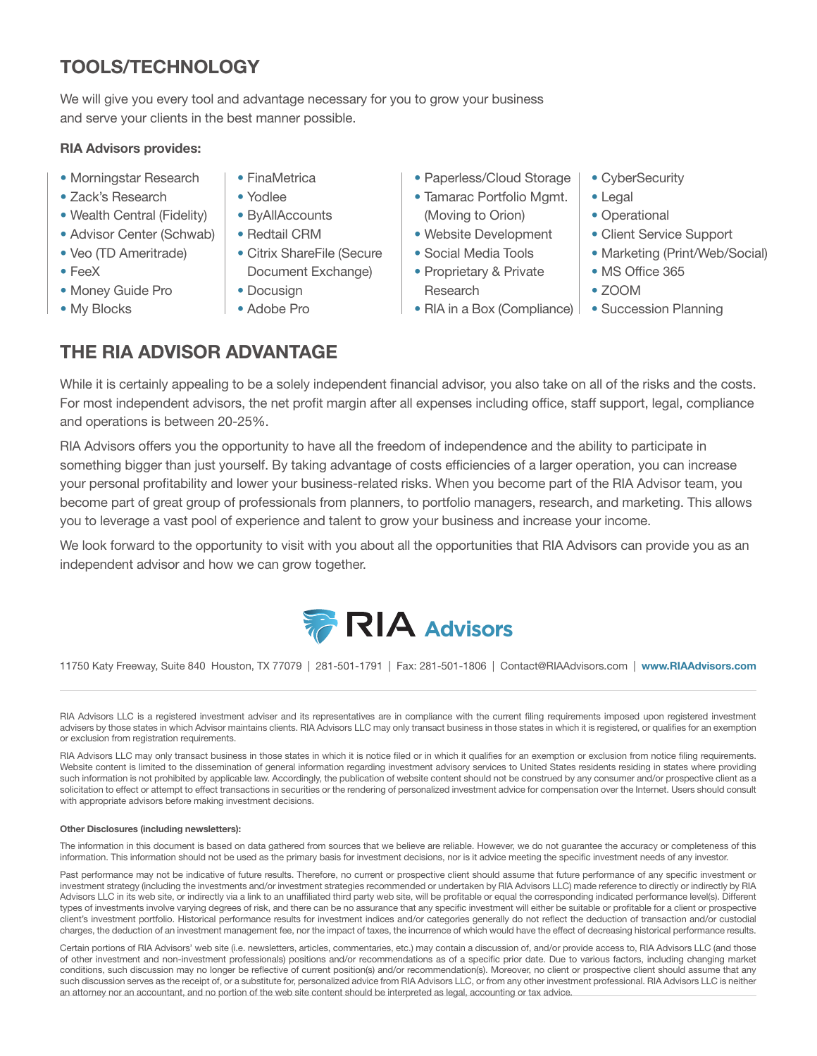## TOOLS/TECHNOLOGY

We will give you every tool and advantage necessary for you to grow your business and serve your clients in the best manner possible.

**RIA Advisors provides:**

- Morningstar Research
- Zack's Research
- Wealth Central (Fidelity)
- Advisor Center (Schwab)
- Veo (TD Ameritrade)
- FeeX
- Money Guide Pro
- My Blocks
- FinaMetrica
- Yodlee
- ByAllAccounts
- Redtail CRM
- Citrix ShareFile (Secure Document Exchange)
- Docusign
- Adobe Pro
- Paperless/Cloud Storage
- Tamarac Portfolio Mgmt. (Moving to Orion)
- Website Development
- Social Media Tools
- Proprietary & Private Research
- RIA in a Box (Compliance)
- CyberSecurity
- Legal
- Operational
- Client Service Support
- Marketing (Print/Web/Social)
- MS Office 365
- ZOOM
- Succession Planning

## THE RIA ADVISOR ADVANTAGE

While it is certainly appealing to be a solely independent financial advisor, you also take on all of the risks and the costs. For most independent advisors, the net profit margin after all expenses including office, staff support, legal, compliance and operations is between 20-25%.

RIA Advisors offers you the opportunity to have all the freedom of independence and the ability to participate in something bigger than just yourself. By taking advantage of costs efficiencies of a larger operation, you can increase your personal profitability and lower your business-related risks. When you become part of the RIA Advisor team, you become part of great group of professionals from planners, to portfolio managers, research, and marketing. This allows you to leverage a vast pool of experience and talent to grow your business and increase your income.

We look forward to the opportunity to visit with you about all the opportunities that RIA Advisors can provide you as an independent advisor and how we can grow together.

RIA Advisors

11750 Katy Freeway, Suite 840 Houston, TX 77079 | 281-501-1791 | Fax: 281-501-1806 | Contact@RIAAdvisors.com | **www.RIAAdvisors.com**

---

RIA Advisors LLC is a registered investment adviser and its representatives are in compliance with the current filing requirements imposed upon registered investment advisers by those states in which Advisor maintains clients. RIA Advisors LLC may only transact business in those states in which it is registered, or qualifies for an exemption or exclusion from registration requirements.

RIA Advisors LLC may only transact business in those states in which it is notice filed or in which it qualifies for an exemption or exclusion from notice filing requirements. Website content is limited to the dissemination of general information regarding investment advisory services to United States residents residing in states where providing such information is not prohibited by applicable law. Accordingly, the publication of website content should not be construed by any consumer and/or prospective client as a solicitation to effect or attempt to effect transactions in securities or the rendering of personalized investment advice for compensation over the Internet. Users should consult with appropriate advisors before making investment decisions.

**Other Disclosures (including newsletters):**

The information in this document is based on data gathered from sources that we believe are reliable. However, we do not guarantee the accuracy or completeness of this information. This information should not be used as the primary basis for investment decisions, nor is it advice meeting the specific investment needs of any investor.

Past performance may not be indicative of future results. Therefore, no current or prospective client should assume that future performance of any specific investment or investment strategy (including the investments and/or investment strategies recommended or undertaken by RIA Advisors LLC) made reference to directly or indirectly by RIA Advisors LLC in its web site, or indirectly via a link to an unaffiliated third party web site, will be profitable or equal the corresponding indicated performance level(s). Different types of investments involve varying degrees of risk, and there can be no assurance that any specific investment will either be suitable or profitable for a client or prospective client's investment portfolio. Historical performance results for investment indices and/or categories generally do not reflect the deduction of transaction and/or custodial charges, the deduction of an investment management fee, nor the impact of taxes, the incurrence of which would have the effect of decreasing historical performance results.

Certain portions of RIA Advisors' web site (i.e. newsletters, articles, commentaries, etc.) may contain a discussion of, and/or provide access to, RIA Advisors LLC (and those of other investment and non-investment professionals) positions and/or recommendations as of a specific prior date. Due to various factors, including changing market conditions, such discussion may no longer be reflective of current position(s) and/or recommendation(s). Moreover, no client or prospective client should assume that any such discussion serves as the receipt of, or a substitute for, personalized advice from RIA Advisors LLC, or from any other investment professional. RIA Advisors LLC is neither an attorney nor an accountant, and no portion of the web site content should be interpreted as legal, accounting or tax advice.